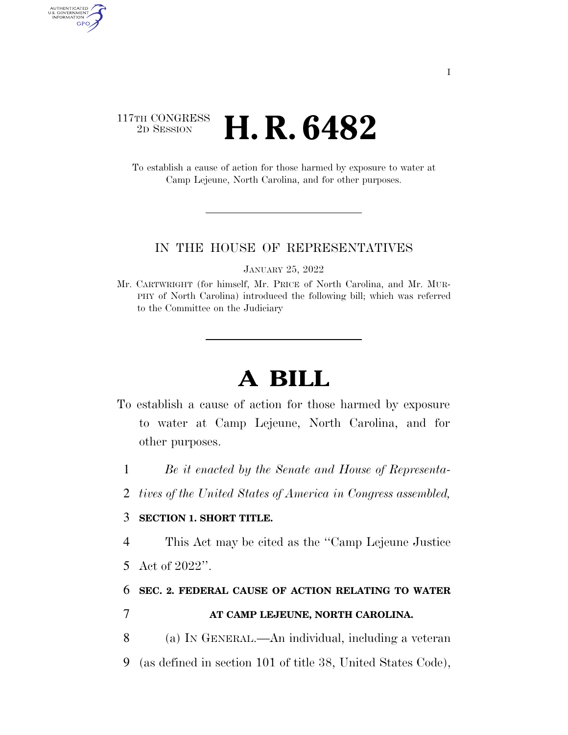117TH CONGRESS
2D SESSION

# H. R. 6482

To establish a cause of action for those harmed by exposure to water at Camp Lejeune, North Carolina, and for other purposes.

---

IN THE HOUSE OF REPRESENTATIVES

JANUARY 25, 2022

Mr. CARTWRIGHT (for himself, Mr. PRICE of North Carolina, and Mr. MURPHY of North Carolina) introduced the following bill; which was referred to the Committee on the Judiciary

---

# A BILL

To establish a cause of action for those harmed by exposure to water at Camp Lejeune, North Carolina, and for other purposes.

1 *Be it enacted by the Senate and House of Representa-*
2 *tives of the United States of America in Congress assembled,*

3 **SECTION 1. SHORT TITLE.**

4 This Act may be cited as the "Camp Lejeune Justice
5 Act of 2022".

6 **SEC. 2. FEDERAL CAUSE OF ACTION RELATING TO WATER**
7 **AT CAMP LEJEUNE, NORTH CAROLINA.**

8 (a) IN GENERAL.—An individual, including a veteran
9 (as defined in section 101 of title 38, United States Code),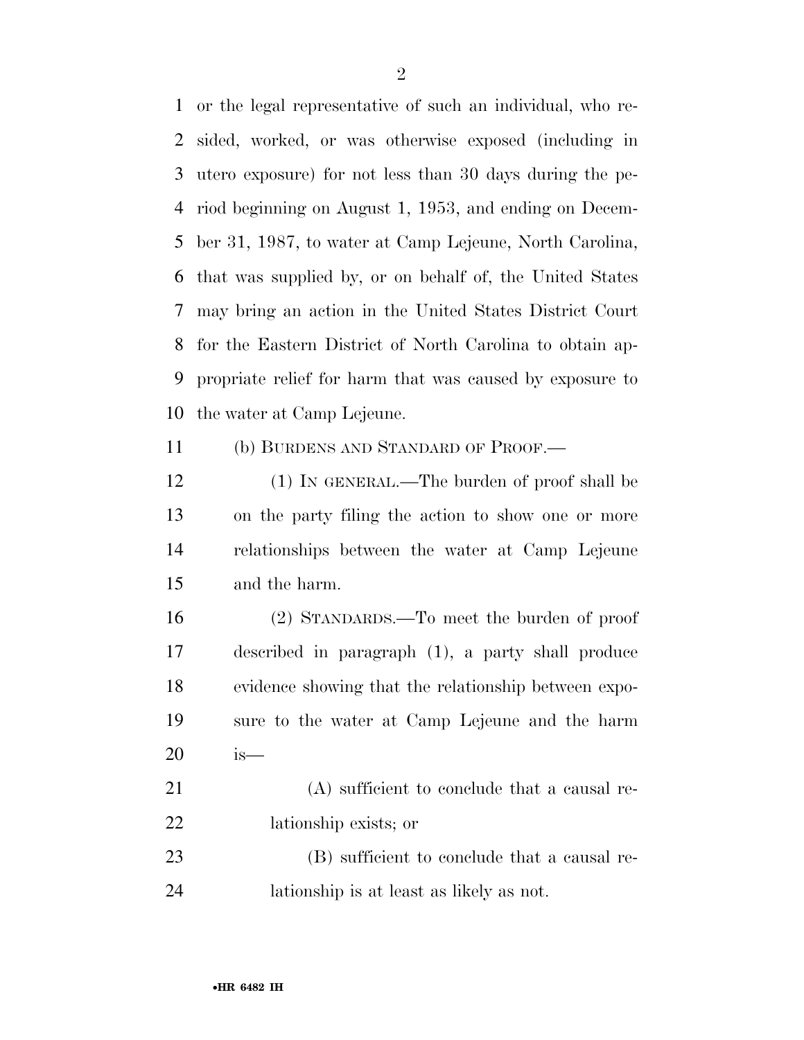or the legal representative of such an individual, who resided, worked, or was otherwise exposed (including in utero exposure) for not less than 30 days during the period beginning on August 1, 1953, and ending on December 31, 1987, to water at Camp Lejeune, North Carolina, that was supplied by, or on behalf of, the United States may bring an action in the United States District Court for the Eastern District of North Carolina to obtain appropriate relief for harm that was caused by exposure to the water at Camp Lejeune.

(b) BURDENS AND STANDARD OF PROOF.—

(1) IN GENERAL.—The burden of proof shall be on the party filing the action to show one or more relationships between the water at Camp Lejeune and the harm.

(2) STANDARDS.—To meet the burden of proof described in paragraph (1), a party shall produce evidence showing that the relationship between exposure to the water at Camp Lejeune and the harm is—

(A) sufficient to conclude that a causal relationship exists; or

(B) sufficient to conclude that a causal relationship is at least as likely as not.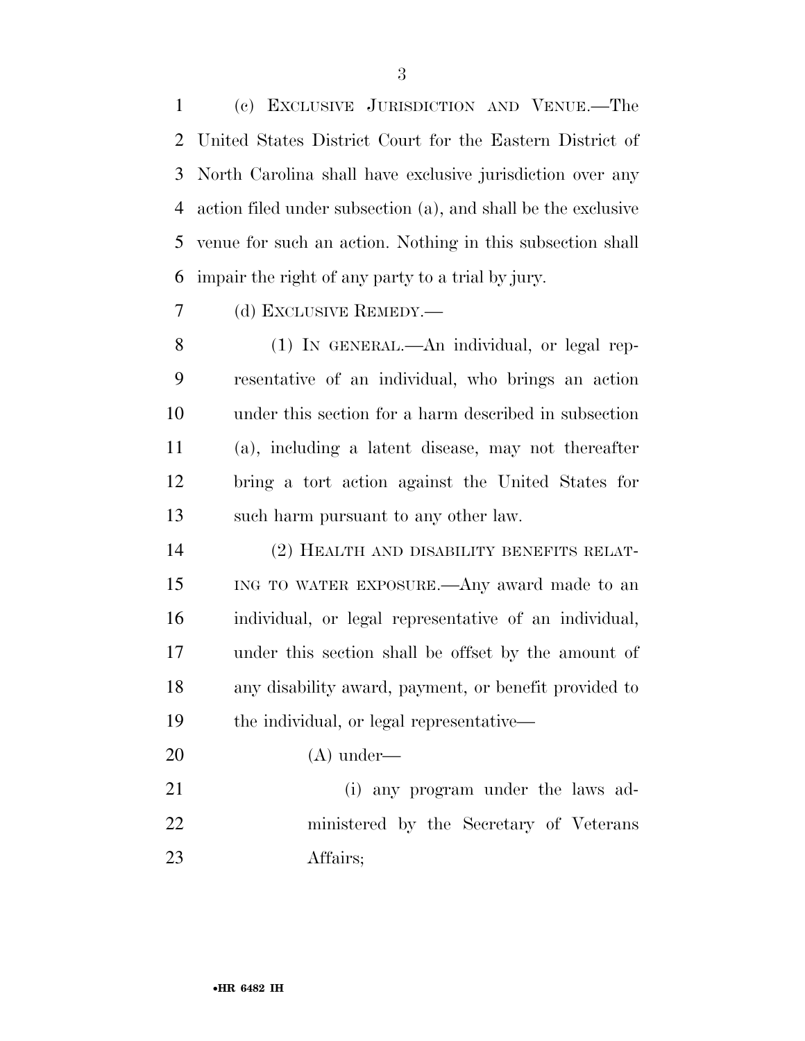(c) EXCLUSIVE JURISDICTION AND VENUE.—The United States District Court for the Eastern District of North Carolina shall have exclusive jurisdiction over any action filed under subsection (a), and shall be the exclusive venue for such an action. Nothing in this subsection shall impair the right of any party to a trial by jury.

(d) EXCLUSIVE REMEDY.—

(1) IN GENERAL.—An individual, or legal representative of an individual, who brings an action under this section for a harm described in subsection (a), including a latent disease, may not thereafter bring a tort action against the United States for such harm pursuant to any other law.

(2) HEALTH AND DISABILITY BENEFITS RELATING TO WATER EXPOSURE.—Any award made to an individual, or legal representative of an individual, under this section shall be offset by the amount of any disability award, payment, or benefit provided to the individual, or legal representative—

(A) under—

(i) any program under the laws administered by the Secretary of Veterans Affairs;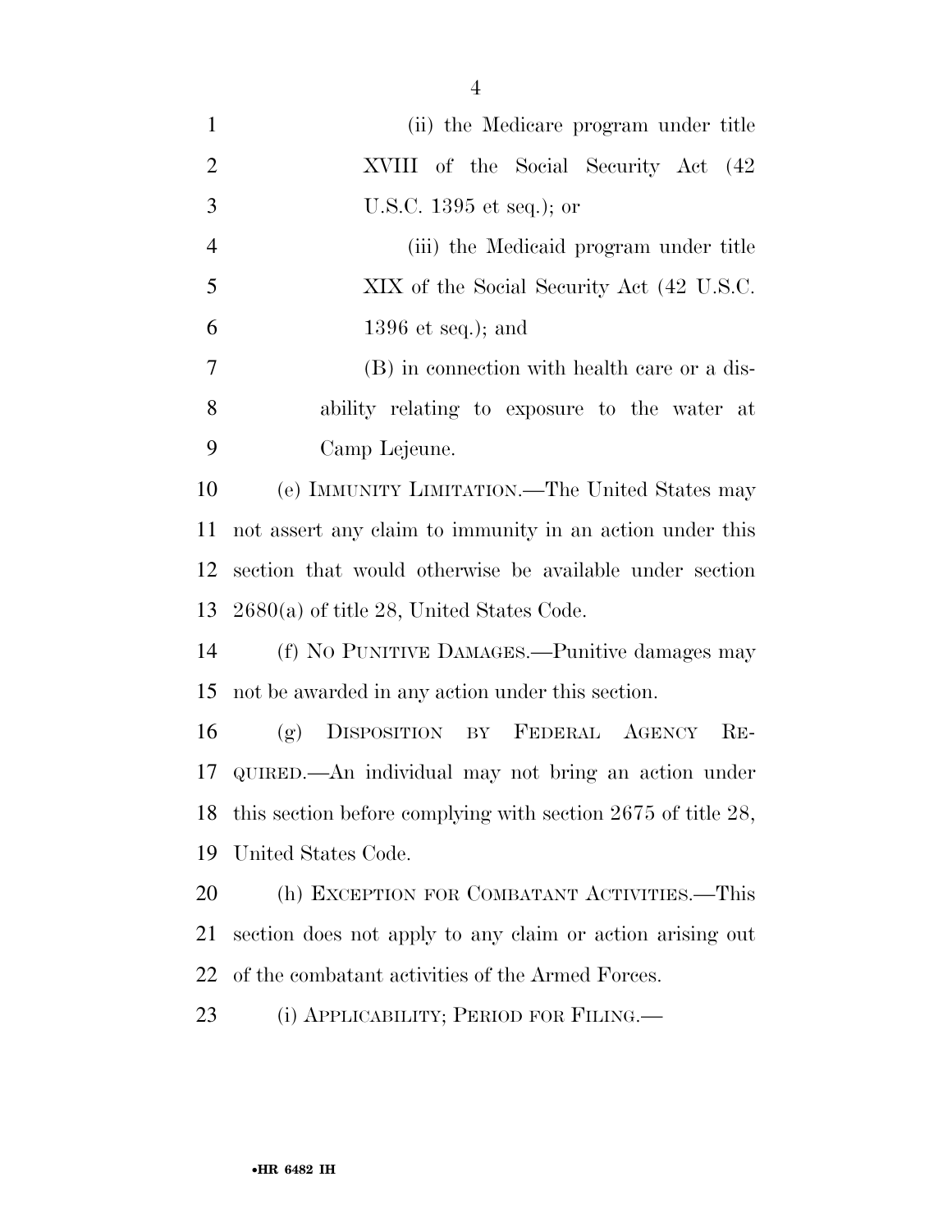(ii) the Medicare program under title XVIII of the Social Security Act (42 U.S.C. 1395 et seq.); or

(iii) the Medicaid program under title XIX of the Social Security Act (42 U.S.C. 1396 et seq.); and

(B) in connection with health care or a disability relating to exposure to the water at Camp Lejeune.

(e) IMMUNITY LIMITATION.—The United States may not assert any claim to immunity in an action under this section that would otherwise be available under section 2680(a) of title 28, United States Code.

(f) NO PUNITIVE DAMAGES.—Punitive damages may not be awarded in any action under this section.

(g) DISPOSITION BY FEDERAL AGENCY REQUIRED.—An individual may not bring an action under this section before complying with section 2675 of title 28, United States Code.

(h) EXCEPTION FOR COMBATANT ACTIVITIES.—This section does not apply to any claim or action arising out of the combatant activities of the Armed Forces.

(i) APPLICABILITY; PERIOD FOR FILING.—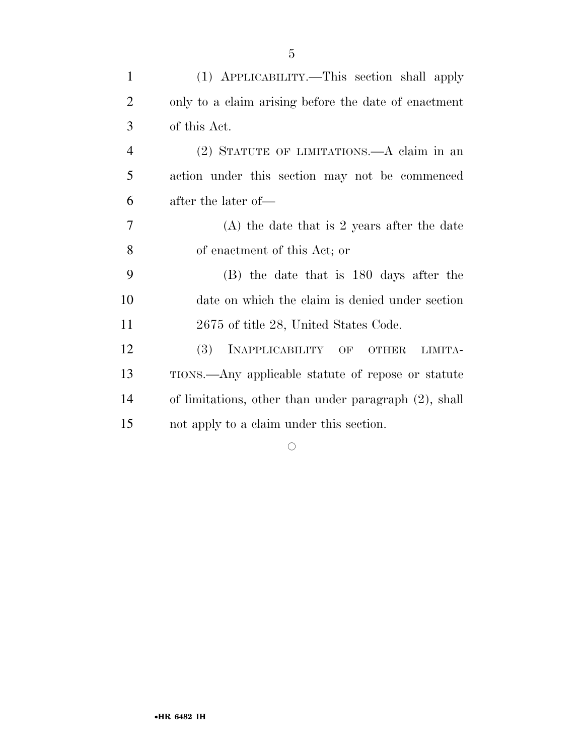(1) APPLICABILITY.—This section shall apply only to a claim arising before the date of enactment of this Act.

(2) STATUTE OF LIMITATIONS.—A claim in an action under this section may not be commenced after the later of—

(A) the date that is 2 years after the date of enactment of this Act; or

(B) the date that is 180 days after the date on which the claim is denied under section 2675 of title 28, United States Code.

(3) INAPPLICABILITY OF OTHER LIMITATIONS.—Any applicable statute of repose or statute of limitations, other than under paragraph (2), shall not apply to a claim under this section.

○